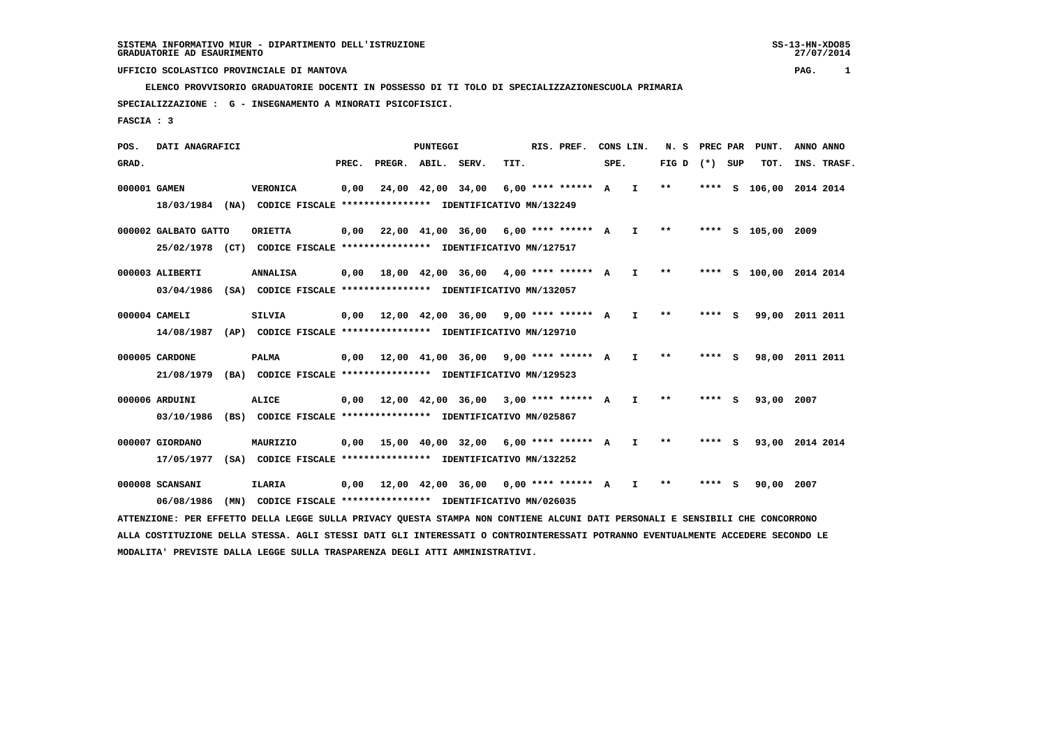SISTEMA INFORMATIVO MIUR - DIPARTIMENTO DELL'ISTRUZIONE
GRADUATORIE AD ESAURIMENTO

UFFICIO SCOLASTICO PROVINCIALE DI MANTOVA

**ELENCO PROVVISORIO GRADUATORIE DOCENTI IN POSSESSO DI TI TOLO DI SPECIALIZZAZIONESCUOLA PRIMARIA**

**SPECIALIZZAZIONE : G - INSEGNAMENTO A MINORATI PSICOFISICI.**

**FASCIA : 3**

| POS. GRAD. | DATI ANAGRAFICI | | PREC. | PREGR. | ABIL. | SERV. | TIT. | RIS. PREF. | CONS SPE. | LIN. | N. S FIG D | PREC PAR (*) | SUP | PUNT. TOT. | ANNO INS. | ANNO TRASF. |
|---|---|---|---|---|---|---|---|---|---|---|---|---|---|---|---|---|
| 000001 | GAMEN | VERONICA | 0,00 | 24,00 | 42,00 | 34,00 | 6,00 | **** ****** | A | I | ** | **** | S | 106,00 | 2014 | 2014 |
| | 18/03/1984 (NA) CODICE FISCALE **************** IDENTIFICATIVO MN/132249 | | | | | | | | | | | | | | | |
| 000002 | GALBATO GATTO | ORIETTA | 0,00 | 22,00 | 41,00 | 36,00 | 6,00 | **** ****** | A | I | ** | **** | S | 105,00 | 2009 | |
| | 25/02/1978 (CT) CODICE FISCALE **************** IDENTIFICATIVO MN/127517 | | | | | | | | | | | | | | | |
| 000003 | ALIBERTI | ANNALISA | 0,00 | 18,00 | 42,00 | 36,00 | 4,00 | **** ****** | A | I | ** | **** | S | 100,00 | 2014 | 2014 |
| | 03/04/1986 (SA) CODICE FISCALE **************** IDENTIFICATIVO MN/132057 | | | | | | | | | | | | | | | |
| 000004 | CAMELI | SILVIA | 0,00 | 12,00 | 42,00 | 36,00 | 9,00 | **** ****** | A | I | ** | **** | S | 99,00 | 2011 | 2011 |
| | 14/08/1987 (AP) CODICE FISCALE **************** IDENTIFICATIVO MN/129710 | | | | | | | | | | | | | | | |
| 000005 | CARDONE | PALMA | 0,00 | 12,00 | 41,00 | 36,00 | 9,00 | **** ****** | A | I | ** | **** | S | 98,00 | 2011 | 2011 |
| | 21/08/1979 (BA) CODICE FISCALE **************** IDENTIFICATIVO MN/129523 | | | | | | | | | | | | | | | |
| 000006 | ARDUINI | ALICE | 0,00 | 12,00 | 42,00 | 36,00 | 3,00 | **** ****** | A | I | ** | **** | S | 93,00 | 2007 | |
| | 03/10/1986 (BS) CODICE FISCALE **************** IDENTIFICATIVO MN/025867 | | | | | | | | | | | | | | | |
| 000007 | GIORDANO | MAURIZIO | 0,00 | 15,00 | 40,00 | 32,00 | 6,00 | **** ****** | A | I | ** | **** | S | 93,00 | 2014 | 2014 |
| | 17/05/1977 (SA) CODICE FISCALE **************** IDENTIFICATIVO MN/132252 | | | | | | | | | | | | | | | |
| 000008 | SCANSANI | ILARIA | 0,00 | 12,00 | 42,00 | 36,00 | 0,00 | **** ****** | A | I | ** | **** | S | 90,00 | 2007 | |
| | 06/08/1986 (MN) CODICE FISCALE **************** IDENTIFICATIVO MN/026035 | | | | | | | | | | | | | | | |

ATTENZIONE: PER EFFETTO DELLA LEGGE SULLA PRIVACY QUESTA STAMPA NON CONTIENE ALCUNI DATI PERSONALI E SENSIBILI CHE CONCORRONO ALLA COSTITUZIONE DELLA STESSA. AGLI STESSI DATI GLI INTERESSATI O CONTROINTERESSATI POTRANNO EVENTUALMENTE ACCEDERE SECONDO LE MODALITA' PREVISTE DALLA LEGGE SULLA TRASPARENZA DEGLI ATTI AMMINISTRATIVI.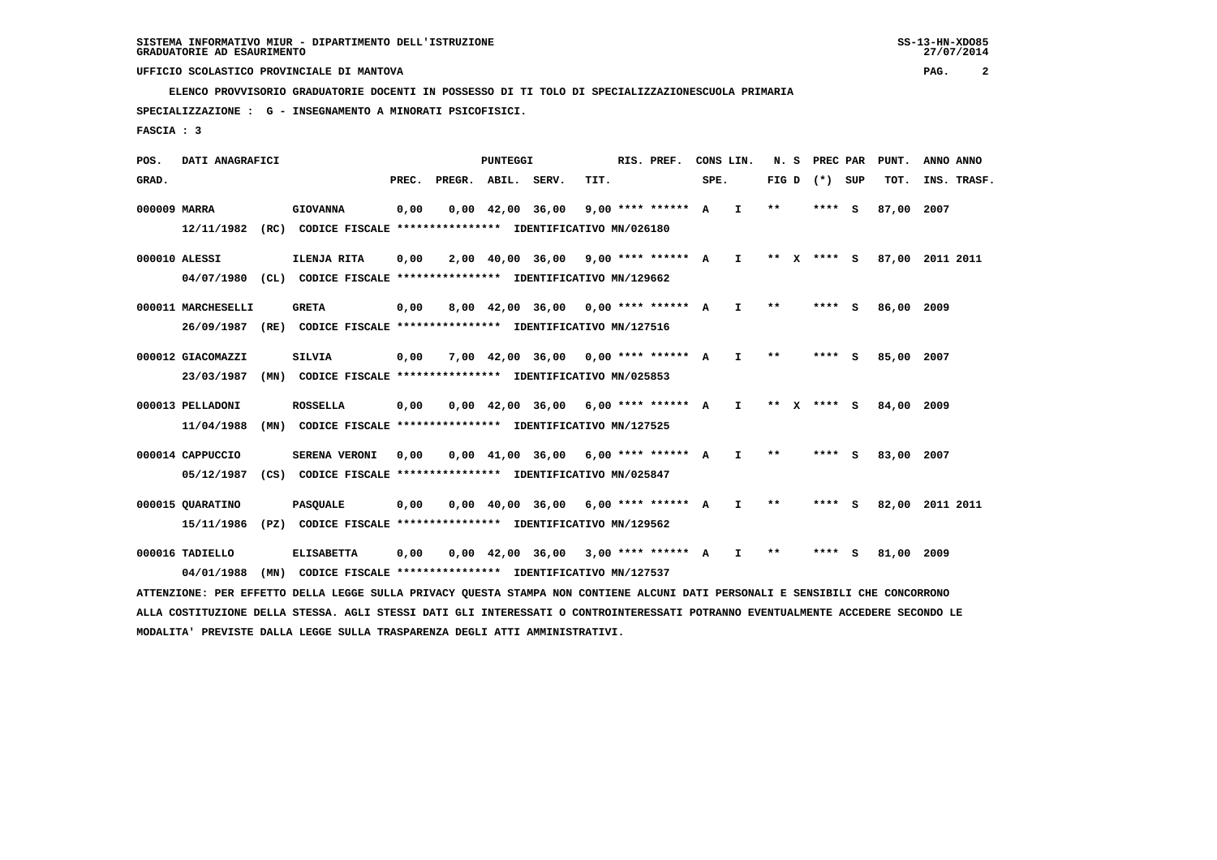SISTEMA INFORMATIVO MIUR - DIPARTIMENTO DELL'ISTRUZIONE
GRADUATORIE AD ESAURIMENTO

UFFICIO SCOLASTICO PROVINCIALE DI MANTOVA

ELENCO PROVVISORIO GRADUATORIE DOCENTI IN POSSESSO DI TI TOLO DI SPECIALIZZAZIONESCUOLA PRIMARIA

SPECIALIZZAZIONE : G - INSEGNAMENTO A MINORATI PSICOFISICI.

FASCIA : 3

| POS. GRAD. | DATI ANAGRAFICI | | PREC. | PREGR. | ABIL. | SERV. | TIT. | RIS. PREF. | CONS LIN. SPE. | | N. S FIG D | PREC PAR (*) SUP | | PUNT. TOT. | ANNO INS. | ANNO TRASF. |
|---|---|---|---|---|---|---|---|---|---|---|---|---|---|---|---|---|
| 000009 | MARRA | GIOVANNA | 0,00 | 0,00 | 42,00 | 36,00 | 9,00 | **** ****** | A | I | ** | **** | S | 87,00 | 2007 | |
| | 12/11/1982 (RC) CODICE FISCALE **************** IDENTIFICATIVO MN/026180 | | | | | | | | | | | | | | | |
| 000010 | ALESSI | ILENJA RITA | 0,00 | 2,00 | 40,00 | 36,00 | 9,00 | **** ****** | A | I | ** X | **** | S | 87,00 | 2011 | 2011 |
| | 04/07/1980 (CL) CODICE FISCALE **************** IDENTIFICATIVO MN/129662 | | | | | | | | | | | | | | | |
| 000011 | MARCHESELLI | GRETA | 0,00 | 8,00 | 42,00 | 36,00 | 0,00 | **** ****** | A | I | ** | **** | S | 86,00 | 2009 | |
| | 26/09/1987 (RE) CODICE FISCALE **************** IDENTIFICATIVO MN/127516 | | | | | | | | | | | | | | | |
| 000012 | GIACOMAZZI | SILVIA | 0,00 | 7,00 | 42,00 | 36,00 | 0,00 | **** ****** | A | I | ** | **** | S | 85,00 | 2007 | |
| | 23/03/1987 (MN) CODICE FISCALE **************** IDENTIFICATIVO MN/025853 | | | | | | | | | | | | | | | |
| 000013 | PELLADONI | ROSSELLA | 0,00 | 0,00 | 42,00 | 36,00 | 6,00 | **** ****** | A | I | ** X | **** | S | 84,00 | 2009 | |
| | 11/04/1988 (MN) CODICE FISCALE **************** IDENTIFICATIVO MN/127525 | | | | | | | | | | | | | | | |
| 000014 | CAPPUCCIO | SERENA VERONI | 0,00 | 0,00 | 41,00 | 36,00 | 6,00 | **** ****** | A | I | ** | **** | S | 83,00 | 2007 | |
| | 05/12/1987 (CS) CODICE FISCALE **************** IDENTIFICATIVO MN/025847 | | | | | | | | | | | | | | | |
| 000015 | QUARATINO | PASQUALE | 0,00 | 0,00 | 40,00 | 36,00 | 6,00 | **** ****** | A | I | ** | **** | S | 82,00 | 2011 | 2011 |
| | 15/11/1986 (PZ) CODICE FISCALE **************** IDENTIFICATIVO MN/129562 | | | | | | | | | | | | | | | |
| 000016 | TADIELLO | ELISABETTA | 0,00 | 0,00 | 42,00 | 36,00 | 3,00 | **** ****** | A | I | ** | **** | S | 81,00 | 2009 | |
| | 04/01/1988 (MN) CODICE FISCALE **************** IDENTIFICATIVO MN/127537 | | | | | | | | | | | | | | | |

ATTENZIONE: PER EFFETTO DELLA LEGGE SULLA PRIVACY QUESTA STAMPA NON CONTIENE ALCUNI DATI PERSONALI E SENSIBILI CHE CONCORRONO ALLA COSTITUZIONE DELLA STESSA. AGLI STESSI DATI GLI INTERESSATI O CONTROINTERESSATI POTRANNO EVENTUALMENTE ACCEDERE SECONDO LE MODALITA' PREVISTE DALLA LEGGE SULLA TRASPARENZA DEGLI ATTI AMMINISTRATIVI.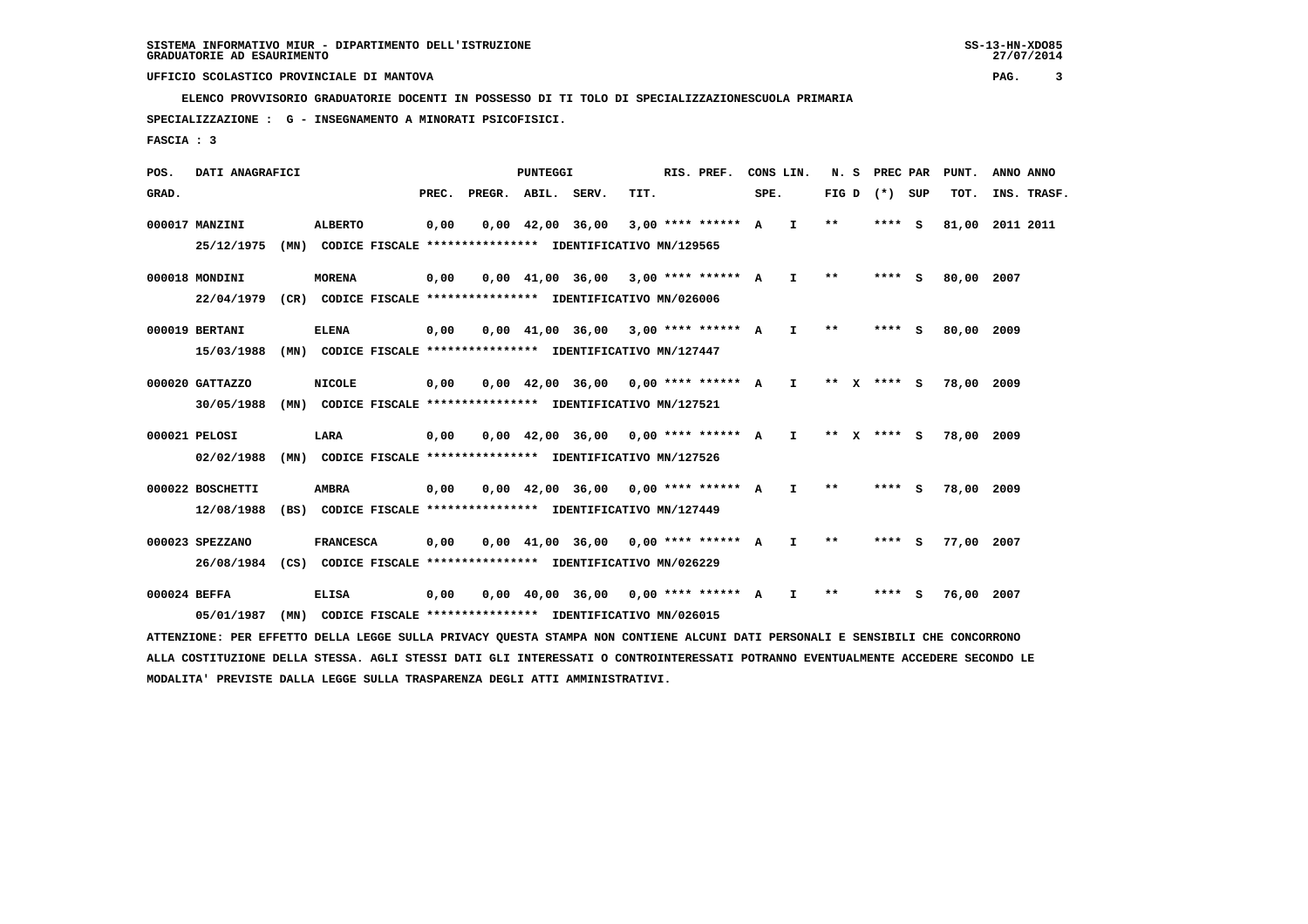SISTEMA INFORMATIVO MIUR - DIPARTIMENTO DELL'ISTRUZIONE
GRADUATORIE AD ESAURIMENTO

UFFICIO SCOLASTICO PROVINCIALE DI MANTOVA

ELENCO PROVVISORIO GRADUATORIE DOCENTI IN POSSESSO DI TI TOLO DI SPECIALIZZAZIONESCUOLA PRIMARIA

SPECIALIZZAZIONE : G - INSEGNAMENTO A MINORATI PSICOFISICI.

FASCIA : 3

| POS. GRAD. | DATI ANAGRAFICI | | PREC. | PREGR. | ABIL. | SERV. | TIT. | RIS. PREF. | CONS SPE. | LIN. | N. S FIG D | PREC PAR (*) SUP | PUNT. TOT. | ANNO INS. | ANNO TRASF. |
|---|---|---|---|---|---|---|---|---|---|---|---|---|---|---|---|
| 000017 | MANZINI | ALBERTO | 0,00 | 0,00 | 42,00 | 36,00 | 3,00 | **** ****** | A | I | ** | **** S | 81,00 | 2011 | 2011 |
| | 25/12/1975 (MN) CODICE FISCALE **************** IDENTIFICATIVO MN/129565 | | | | | | | | | | | | | | |
| 000018 | MONDINI | MORENA | 0,00 | 0,00 | 41,00 | 36,00 | 3,00 | **** ****** | A | I | ** | **** S | 80,00 | 2007 | |
| | 22/04/1979 (CR) CODICE FISCALE **************** IDENTIFICATIVO MN/026006 | | | | | | | | | | | | | | |
| 000019 | BERTANI | ELENA | 0,00 | 0,00 | 41,00 | 36,00 | 3,00 | **** ****** | A | I | ** | **** S | 80,00 | 2009 | |
| | 15/03/1988 (MN) CODICE FISCALE **************** IDENTIFICATIVO MN/127447 | | | | | | | | | | | | | | |
| 000020 | GATTAZZO | NICOLE | 0,00 | 0,00 | 42,00 | 36,00 | 0,00 | **** ****** | A | I | ** X | **** S | 78,00 | 2009 | |
| | 30/05/1988 (MN) CODICE FISCALE **************** IDENTIFICATIVO MN/127521 | | | | | | | | | | | | | | |
| 000021 | PELOSI | LARA | 0,00 | 0,00 | 42,00 | 36,00 | 0,00 | **** ****** | A | I | ** X | **** S | 78,00 | 2009 | |
| | 02/02/1988 (MN) CODICE FISCALE **************** IDENTIFICATIVO MN/127526 | | | | | | | | | | | | | | |
| 000022 | BOSCHETTI | AMBRA | 0,00 | 0,00 | 42,00 | 36,00 | 0,00 | **** ****** | A | I | ** | **** S | 78,00 | 2009 | |
| | 12/08/1988 (BS) CODICE FISCALE **************** IDENTIFICATIVO MN/127449 | | | | | | | | | | | | | | |
| 000023 | SPEZZANO | FRANCESCA | 0,00 | 0,00 | 41,00 | 36,00 | 0,00 | **** ****** | A | I | ** | **** S | 77,00 | 2007 | |
| | 26/08/1984 (CS) CODICE FISCALE **************** IDENTIFICATIVO MN/026229 | | | | | | | | | | | | | | |
| 000024 | BEFFA | ELISA | 0,00 | 0,00 | 40,00 | 36,00 | 0,00 | **** ****** | A | I | ** | **** S | 76,00 | 2007 | |
| | 05/01/1987 (MN) CODICE FISCALE **************** IDENTIFICATIVO MN/026015 | | | | | | | | | | | | | | |

ATTENZIONE: PER EFFETTO DELLA LEGGE SULLA PRIVACY QUESTA STAMPA NON CONTIENE ALCUNI DATI PERSONALI E SENSIBILI CHE CONCORRONO ALLA COSTITUZIONE DELLA STESSA. AGLI STESSI DATI GLI INTERESSATI O CONTROINTERESSATI POTRANNO EVENTUALMENTE ACCEDERE SECONDO LE MODALITA' PREVISTE DALLA LEGGE SULLA TRASPARENZA DEGLI ATTI AMMINISTRATIVI.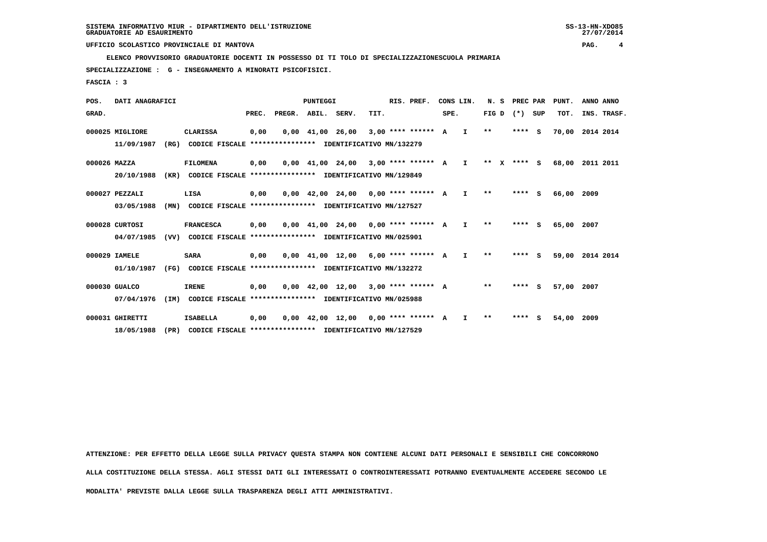SISTEMA INFORMATIVO MIUR - DIPARTIMENTO DELL'ISTRUZIONE
GRADUATORIE AD ESAURIMENTO

UFFICIO SCOLASTICO PROVINCIALE DI MANTOVA

**ELENCO PROVVISORIO GRADUATORIE DOCENTI IN POSSESSO DI TI TOLO DI SPECIALIZZAZIONESCUOLA PRIMARIA**

**SPECIALIZZAZIONE : G - INSEGNAMENTO A MINORATI PSICOFISICI.**

**FASCIA : 3**

| POS. GRAD. | DATI ANAGRAFICI | | | PREC. | PUNTEGGI PREGR. | ABIL. | SERV. | TIT. | RIS. PREF. | CONS LIN. SPE. | | N. S FIG D | PREC PAR (*) | SUP | PUNT. TOT. | ANNO INS. | ANNO TRASF. |
|---|---|---|---|---|---|---|---|---|---|---|---|---|---|---|---|---|---|
| 000025 | MIGLIORE | CLARISSA | | 0,00 | 0,00 | 41,00 | 26,00 | 3,00 | **** ****** | A | I | ** | **** | S | 70,00 | 2014 | 2014 |
| | 11/09/1987 (RG) | CODICE FISCALE **************** | IDENTIFICATIVO MN/132279 | | | | | | | | | | | | | | |
| 000026 | MAZZA | FILOMENA | | 0,00 | 0,00 | 41,00 | 24,00 | 3,00 | **** ****** | A | I | ** X | **** | S | 68,00 | 2011 | 2011 |
| | 20/10/1988 (KR) | CODICE FISCALE **************** | IDENTIFICATIVO MN/129849 | | | | | | | | | | | | | | |
| 000027 | PEZZALI | LISA | | 0,00 | 0,00 | 42,00 | 24,00 | 0,00 | **** ****** | A | I | ** | **** | S | 66,00 | 2009 | |
| | 03/05/1988 (MN) | CODICE FISCALE **************** | IDENTIFICATIVO MN/127527 | | | | | | | | | | | | | | |
| 000028 | CURTOSI | FRANCESCA | | 0,00 | 0,00 | 41,00 | 24,00 | 0,00 | **** ****** | A | I | ** | **** | S | 65,00 | 2007 | |
| | 04/07/1985 (VV) | CODICE FISCALE **************** | IDENTIFICATIVO MN/025901 | | | | | | | | | | | | | | |
| 000029 | IAMELE | SARA | | 0,00 | 0,00 | 41,00 | 12,00 | 6,00 | **** ****** | A | I | ** | **** | S | 59,00 | 2014 | 2014 |
| | 01/10/1987 (FG) | CODICE FISCALE **************** | IDENTIFICATIVO MN/132272 | | | | | | | | | | | | | | |
| 000030 | GUALCO | IRENE | | 0,00 | 0,00 | 42,00 | 12,00 | 3,00 | **** ****** | A | | ** | **** | S | 57,00 | 2007 | |
| | 07/04/1976 (IM) | CODICE FISCALE **************** | IDENTIFICATIVO MN/025988 | | | | | | | | | | | | | | |
| 000031 | GHIRETTI | ISABELLA | | 0,00 | 0,00 | 42,00 | 12,00 | 0,00 | **** ****** | A | I | ** | **** | S | 54,00 | 2009 | |
| | 18/05/1988 (PR) | CODICE FISCALE **************** | IDENTIFICATIVO MN/127529 | | | | | | | | | | | | | | |

ATTENZIONE: PER EFFETTO DELLA LEGGE SULLA PRIVACY QUESTA STAMPA NON CONTIENE ALCUNI DATI PERSONALI E SENSIBILI CHE CONCORRONO ALLA COSTITUZIONE DELLA STESSA. AGLI STESSI DATI GLI INTERESSATI O CONTROINTERESSATI POTRANNO EVENTUALMENTE ACCEDERE SECONDO LE MODALITA' PREVISTE DALLA LEGGE SULLA TRASPARENZA DEGLI ATTI AMMINISTRATIVI.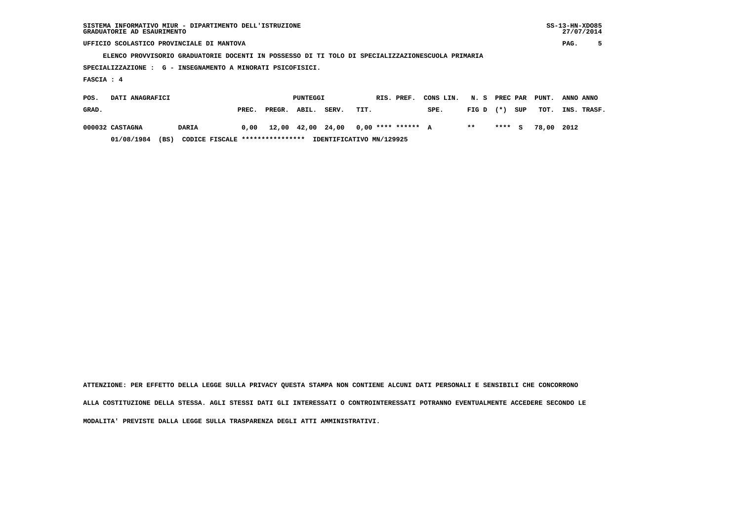SISTEMA INFORMATIVO MIUR - DIPARTIMENTO DELL'ISTRUZIONE
GRADUATORIE AD ESAURIMENTO

UFFICIO SCOLASTICO PROVINCIALE DI MANTOVA

ELENCO PROVVISORIO GRADUATORIE DOCENTI IN POSSESSO DI TI TOLO DI SPECIALIZZAZIONESCUOLA PRIMARIA

SPECIALIZZAZIONE : G - INSEGNAMENTO A MINORATI PSICOFISICI.

FASCIA : 4

| POS. GRAD. | DATI ANAGRAFICI | | PUNTEGGI PREC. | PREGR. | ABIL. | SERV. | TIT. | RIS. PREF. | CONS LIN. SPE. | N. S FIG D | PREC PAR (*) | SUP | PUNT. TOT. | ANNO INS. | ANNO TRASF. |
|---|---|---|---|---|---|---|---|---|---|---|---|---|---|---|---|
| 000032 | CASTAGNA | DARIA | 0,00 | 12,00 | 42,00 | 24,00 | 0,00 | **** ****** | A | ** | **** | S | 78,00 | 2012 | |
| | 01/08/1984 (BS) | CODICE FISCALE **************** | IDENTIFICATIVO MN/129925 | | | | | | | | | | | | |

ATTENZIONE: PER EFFETTO DELLA LEGGE SULLA PRIVACY QUESTA STAMPA NON CONTIENE ALCUNI DATI PERSONALI E SENSIBILI CHE CONCORRONO ALLA COSTITUZIONE DELLA STESSA. AGLI STESSI DATI GLI INTERESSATI O CONTROINTERESSATI POTRANNO EVENTUALMENTE ACCEDERE SECONDO LE MODALITA' PREVISTE DALLA LEGGE SULLA TRASPARENZA DEGLI ATTI AMMINISTRATIVI.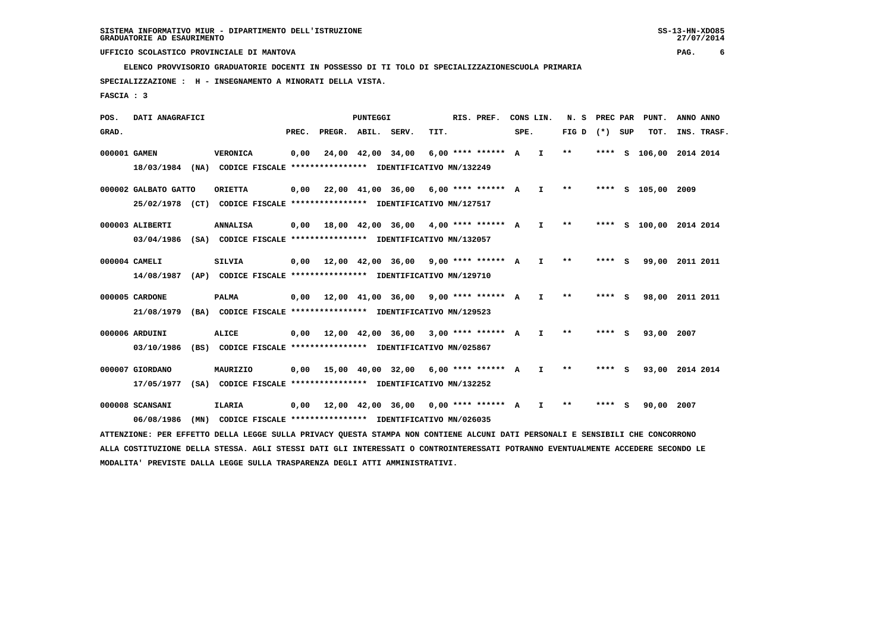SISTEMA INFORMATIVO MIUR - DIPARTIMENTO DELL'ISTRUZIONE
GRADUATORIE AD ESAURIMENTO

UFFICIO SCOLASTICO PROVINCIALE DI MANTOVA

**ELENCO PROVVISORIO GRADUATORIE DOCENTI IN POSSESSO DI TI TOLO DI SPECIALIZZAZIONESCUOLA PRIMARIA**

**SPECIALIZZAZIONE : H - INSEGNAMENTO A MINORATI DELLA VISTA.**

**FASCIA : 3**

| POS. GRAD. | DATI ANAGRAFICI | | PREC. | PREGR. | ABIL. | SERV. | TIT. | RIS. PREF. | CONS SPE. | LIN. | N. S FIG D | PREC PAR (*) | SUP | PUNT. TOT. | ANNO INS. | ANNO TRASF. |
|---|---|---|---|---|---|---|---|---|---|---|---|---|---|---|---|---|
| 000001 | GAMEN | VERONICA | 0,00 | 24,00 | 42,00 | 34,00 | 6,00 | **** ****** | A | I | ** | **** | S | 106,00 | 2014 | 2014 |
| | 18/03/1984 (NA) CODICE FISCALE **************** IDENTIFICATIVO MN/132249 | | | | | | | | | | | | | | | |
| 000002 | GALBATO GATTO | ORIETTA | 0,00 | 22,00 | 41,00 | 36,00 | 6,00 | **** ****** | A | I | ** | **** | S | 105,00 | 2009 | |
| | 25/02/1978 (CT) CODICE FISCALE **************** IDENTIFICATIVO MN/127517 | | | | | | | | | | | | | | | |
| 000003 | ALIBERTI | ANNALISA | 0,00 | 18,00 | 42,00 | 36,00 | 4,00 | **** ****** | A | I | ** | **** | S | 100,00 | 2014 | 2014 |
| | 03/04/1986 (SA) CODICE FISCALE **************** IDENTIFICATIVO MN/132057 | | | | | | | | | | | | | | | |
| 000004 | CAMELI | SILVIA | 0,00 | 12,00 | 42,00 | 36,00 | 9,00 | **** ****** | A | I | ** | **** | S | 99,00 | 2011 | 2011 |
| | 14/08/1987 (AP) CODICE FISCALE **************** IDENTIFICATIVO MN/129710 | | | | | | | | | | | | | | | |
| 000005 | CARDONE | PALMA | 0,00 | 12,00 | 41,00 | 36,00 | 9,00 | **** ****** | A | I | ** | **** | S | 98,00 | 2011 | 2011 |
| | 21/08/1979 (BA) CODICE FISCALE **************** IDENTIFICATIVO MN/129523 | | | | | | | | | | | | | | | |
| 000006 | ARDUINI | ALICE | 0,00 | 12,00 | 42,00 | 36,00 | 3,00 | **** ****** | A | I | ** | **** | S | 93,00 | 2007 | |
| | 03/10/1986 (BS) CODICE FISCALE **************** IDENTIFICATIVO MN/025867 | | | | | | | | | | | | | | | |
| 000007 | GIORDANO | MAURIZIO | 0,00 | 15,00 | 40,00 | 32,00 | 6,00 | **** ****** | A | I | ** | **** | S | 93,00 | 2014 | 2014 |
| | 17/05/1977 (SA) CODICE FISCALE **************** IDENTIFICATIVO MN/132252 | | | | | | | | | | | | | | | |
| 000008 | SCANSANI | ILARIA | 0,00 | 12,00 | 42,00 | 36,00 | 0,00 | **** ****** | A | I | ** | **** | S | 90,00 | 2007 | |
| | 06/08/1986 (MN) CODICE FISCALE **************** IDENTIFICATIVO MN/026035 | | | | | | | | | | | | | | | |

ATTENZIONE: PER EFFETTO DELLA LEGGE SULLA PRIVACY QUESTA STAMPA NON CONTIENE ALCUNI DATI PERSONALI E SENSIBILI CHE CONCORRONO ALLA COSTITUZIONE DELLA STESSA. AGLI STESSI DATI GLI INTERESSATI O CONTROINTERESSATI POTRANNO EVENTUALMENTE ACCEDERE SECONDO LE MODALITA' PREVISTE DALLA LEGGE SULLA TRASPARENZA DEGLI ATTI AMMINISTRATIVI.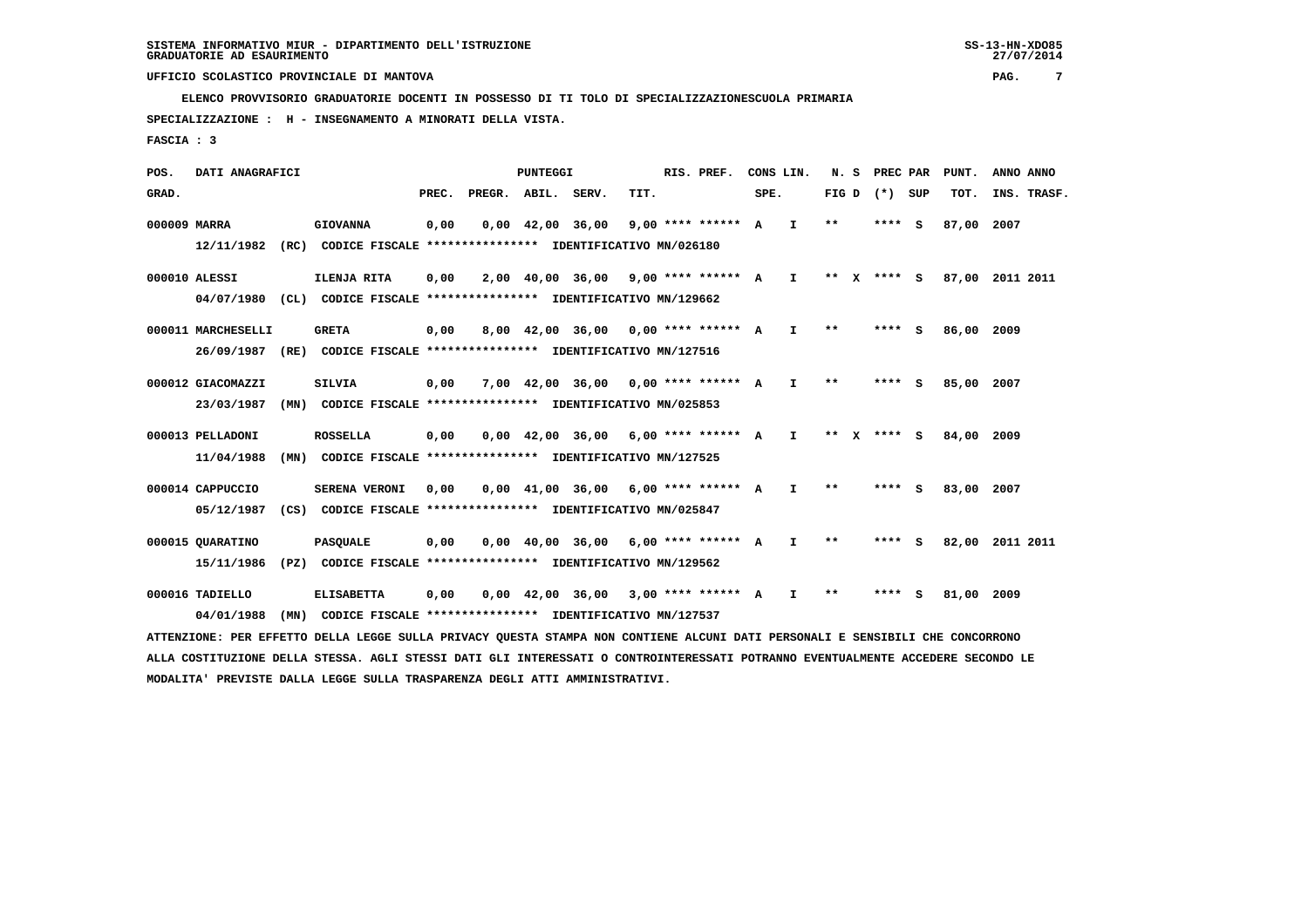SISTEMA INFORMATIVO MIUR - DIPARTIMENTO DELL'ISTRUZIONE
GRADUATORIE AD ESAURIMENTO

UFFICIO SCOLASTICO PROVINCIALE DI MANTOVA

ELENCO PROVVISORIO GRADUATORIE DOCENTI IN POSSESSO DI TI TOLO DI SPECIALIZZAZIONESCUOLA PRIMARIA

SPECIALIZZAZIONE : H - INSEGNAMENTO A MINORATI DELLA VISTA.

FASCIA : 3

| POS. GRAD. | DATI ANAGRAFICI | | PREC. | PREGR. | ABIL. | SERV. | TIT. | RIS. PREF. | CONS LIN. SPE. | | N. S FIG D | PREC PAR (*) SUP | | PUNT. TOT. | ANNO INS. | ANNO TRASF. |
|---|---|---|---|---|---|---|---|---|---|---|---|---|---|---|---|---|
| 000009 | MARRA | GIOVANNA | 0,00 | 0,00 | 42,00 | 36,00 | 9,00 | **** ****** | A | I | ** | **** | S | 87,00 | 2007 | |
| | 12/11/1982 (RC) CODICE FISCALE **************** IDENTIFICATIVO MN/026180 | | | | | | | | | | | | | | | |
| 000010 | ALESSI | ILENJA RITA | 0,00 | 2,00 | 40,00 | 36,00 | 9,00 | **** ****** | A | I | ** X | **** | S | 87,00 | 2011 | 2011 |
| | 04/07/1980 (CL) CODICE FISCALE **************** IDENTIFICATIVO MN/129662 | | | | | | | | | | | | | | | |
| 000011 | MARCHESELLI | GRETA | 0,00 | 8,00 | 42,00 | 36,00 | 0,00 | **** ****** | A | I | ** | **** | S | 86,00 | 2009 | |
| | 26/09/1987 (RE) CODICE FISCALE **************** IDENTIFICATIVO MN/127516 | | | | | | | | | | | | | | | |
| 000012 | GIACOMAZZI | SILVIA | 0,00 | 7,00 | 42,00 | 36,00 | 0,00 | **** ****** | A | I | ** | **** | S | 85,00 | 2007 | |
| | 23/03/1987 (MN) CODICE FISCALE **************** IDENTIFICATIVO MN/025853 | | | | | | | | | | | | | | | |
| 000013 | PELLADONI | ROSSELLA | 0,00 | 0,00 | 42,00 | 36,00 | 6,00 | **** ****** | A | I | ** X | **** | S | 84,00 | 2009 | |
| | 11/04/1988 (MN) CODICE FISCALE **************** IDENTIFICATIVO MN/127525 | | | | | | | | | | | | | | | |
| 000014 | CAPPUCCIO | SERENA VERONI | 0,00 | 0,00 | 41,00 | 36,00 | 6,00 | **** ****** | A | I | ** | **** | S | 83,00 | 2007 | |
| | 05/12/1987 (CS) CODICE FISCALE **************** IDENTIFICATIVO MN/025847 | | | | | | | | | | | | | | | |
| 000015 | QUARATINO | PASQUALE | 0,00 | 0,00 | 40,00 | 36,00 | 6,00 | **** ****** | A | I | ** | **** | S | 82,00 | 2011 | 2011 |
| | 15/11/1986 (PZ) CODICE FISCALE **************** IDENTIFICATIVO MN/129562 | | | | | | | | | | | | | | | |
| 000016 | TADIELLO | ELISABETTA | 0,00 | 0,00 | 42,00 | 36,00 | 3,00 | **** ****** | A | I | ** | **** | S | 81,00 | 2009 | |
| | 04/01/1988 (MN) CODICE FISCALE **************** IDENTIFICATIVO MN/127537 | | | | | | | | | | | | | | | |

ATTENZIONE: PER EFFETTO DELLA LEGGE SULLA PRIVACY QUESTA STAMPA NON CONTIENE ALCUNI DATI PERSONALI E SENSIBILI CHE CONCORRONO ALLA COSTITUZIONE DELLA STESSA. AGLI STESSI DATI GLI INTERESSATI O CONTROINTERESSATI POTRANNO EVENTUALMENTE ACCEDERE SECONDO LE MODALITA' PREVISTE DALLA LEGGE SULLA TRASPARENZA DEGLI ATTI AMMINISTRATIVI.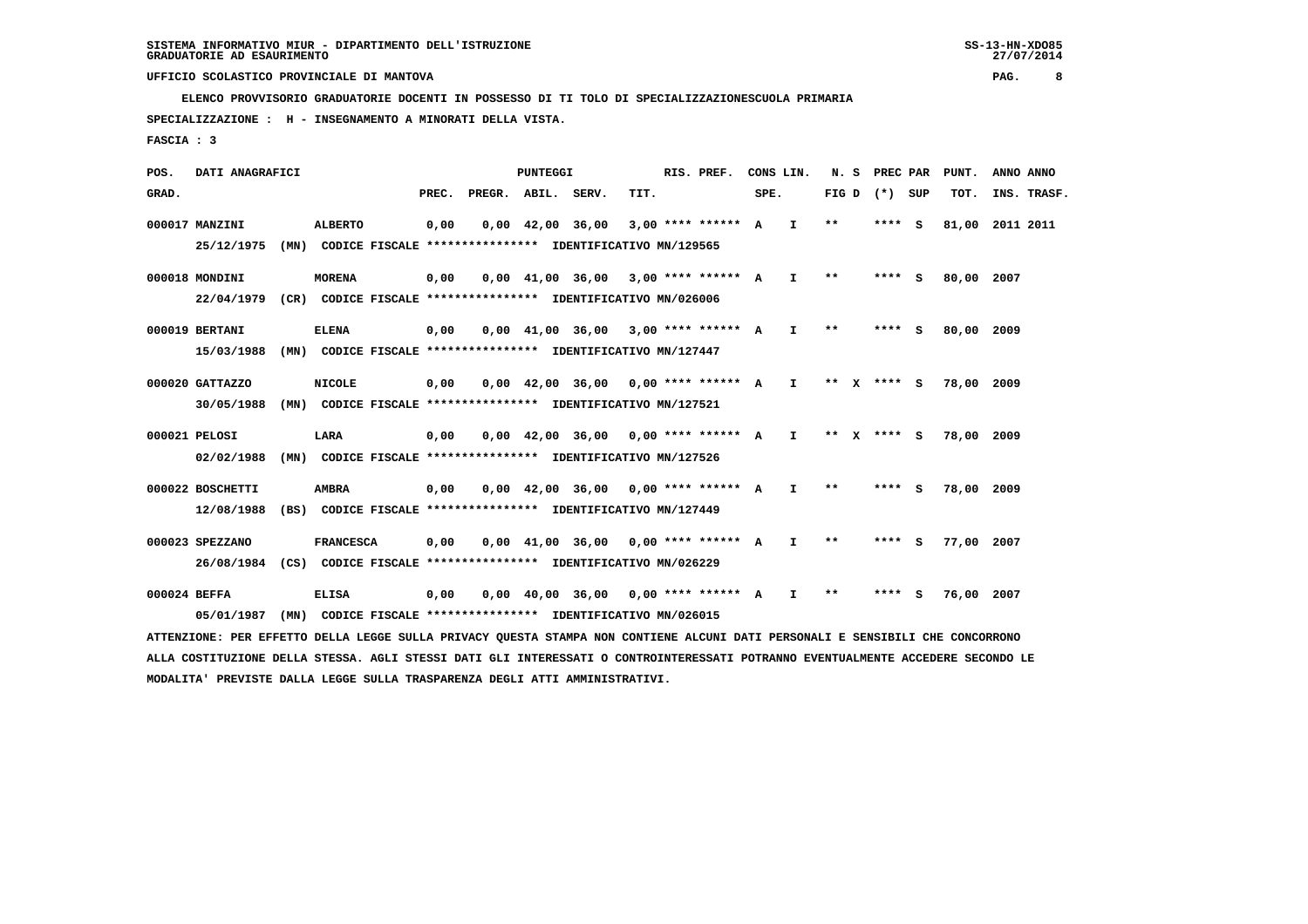SISTEMA INFORMATIVO MIUR - DIPARTIMENTO DELL'ISTRUZIONE
GRADUATORIE AD ESAURIMENTO

UFFICIO SCOLASTICO PROVINCIALE DI MANTOVA

ELENCO PROVVISORIO GRADUATORIE DOCENTI IN POSSESSO DI TI TOLO DI SPECIALIZZAZIONESCUOLA PRIMARIA

SPECIALIZZAZIONE : H - INSEGNAMENTO A MINORATI DELLA VISTA.

FASCIA : 3

| POS. GRAD. | DATI ANAGRAFICI | | PREC. | PREGR. | ABIL. | SERV. | TIT. | RIS. PREF. | CONS LIN. SPE. | | N. S FIG D | PREC PAR (*) SUP | | PUNT. TOT. | ANNO ANNO INS. TRASF. |
|---|---|---|---|---|---|---|---|---|---|---|---|---|---|---|---|
| 000017 | MANZINI | ALBERTO | 0,00 | 0,00 | 42,00 | 36,00 | 3,00 | **** ****** | A | I | ** | **** | S | 81,00 | 2011 2011 |
| | 25/12/1975 (MN) CODICE FISCALE **************** IDENTIFICATIVO MN/129565 | | | | | | | | | | | | | | |
| 000018 | MONDINI | MORENA | 0,00 | 0,00 | 41,00 | 36,00 | 3,00 | **** ****** | A | I | ** | **** | S | 80,00 | 2007 |
| | 22/04/1979 (CR) CODICE FISCALE **************** IDENTIFICATIVO MN/026006 | | | | | | | | | | | | | | |
| 000019 | BERTANI | ELENA | 0,00 | 0,00 | 41,00 | 36,00 | 3,00 | **** ****** | A | I | ** | **** | S | 80,00 | 2009 |
| | 15/03/1988 (MN) CODICE FISCALE **************** IDENTIFICATIVO MN/127447 | | | | | | | | | | | | | | |
| 000020 | GATTAZZO | NICOLE | 0,00 | 0,00 | 42,00 | 36,00 | 0,00 | **** ****** | A | I | ** X | **** | S | 78,00 | 2009 |
| | 30/05/1988 (MN) CODICE FISCALE **************** IDENTIFICATIVO MN/127521 | | | | | | | | | | | | | | |
| 000021 | PELOSI | LARA | 0,00 | 0,00 | 42,00 | 36,00 | 0,00 | **** ****** | A | I | ** X | **** | S | 78,00 | 2009 |
| | 02/02/1988 (MN) CODICE FISCALE **************** IDENTIFICATIVO MN/127526 | | | | | | | | | | | | | | |
| 000022 | BOSCHETTI | AMBRA | 0,00 | 0,00 | 42,00 | 36,00 | 0,00 | **** ****** | A | I | ** | **** | S | 78,00 | 2009 |
| | 12/08/1988 (BS) CODICE FISCALE **************** IDENTIFICATIVO MN/127449 | | | | | | | | | | | | | | |
| 000023 | SPEZZANO | FRANCESCA | 0,00 | 0,00 | 41,00 | 36,00 | 0,00 | **** ****** | A | I | ** | **** | S | 77,00 | 2007 |
| | 26/08/1984 (CS) CODICE FISCALE **************** IDENTIFICATIVO MN/026229 | | | | | | | | | | | | | | |
| 000024 | BEFFA | ELISA | 0,00 | 0,00 | 40,00 | 36,00 | 0,00 | **** ****** | A | I | ** | **** | S | 76,00 | 2007 |
| | 05/01/1987 (MN) CODICE FISCALE **************** IDENTIFICATIVO MN/026015 | | | | | | | | | | | | | | |

ATTENZIONE: PER EFFETTO DELLA LEGGE SULLA PRIVACY QUESTA STAMPA NON CONTIENE ALCUNI DATI PERSONALI E SENSIBILI CHE CONCORRONO ALLA COSTITUZIONE DELLA STESSA. AGLI STESSI DATI GLI INTERESSATI O CONTROINTERESSATI POTRANNO EVENTUALMENTE ACCEDERE SECONDO LE MODALITA' PREVISTE DALLA LEGGE SULLA TRASPARENZA DEGLI ATTI AMMINISTRATIVI.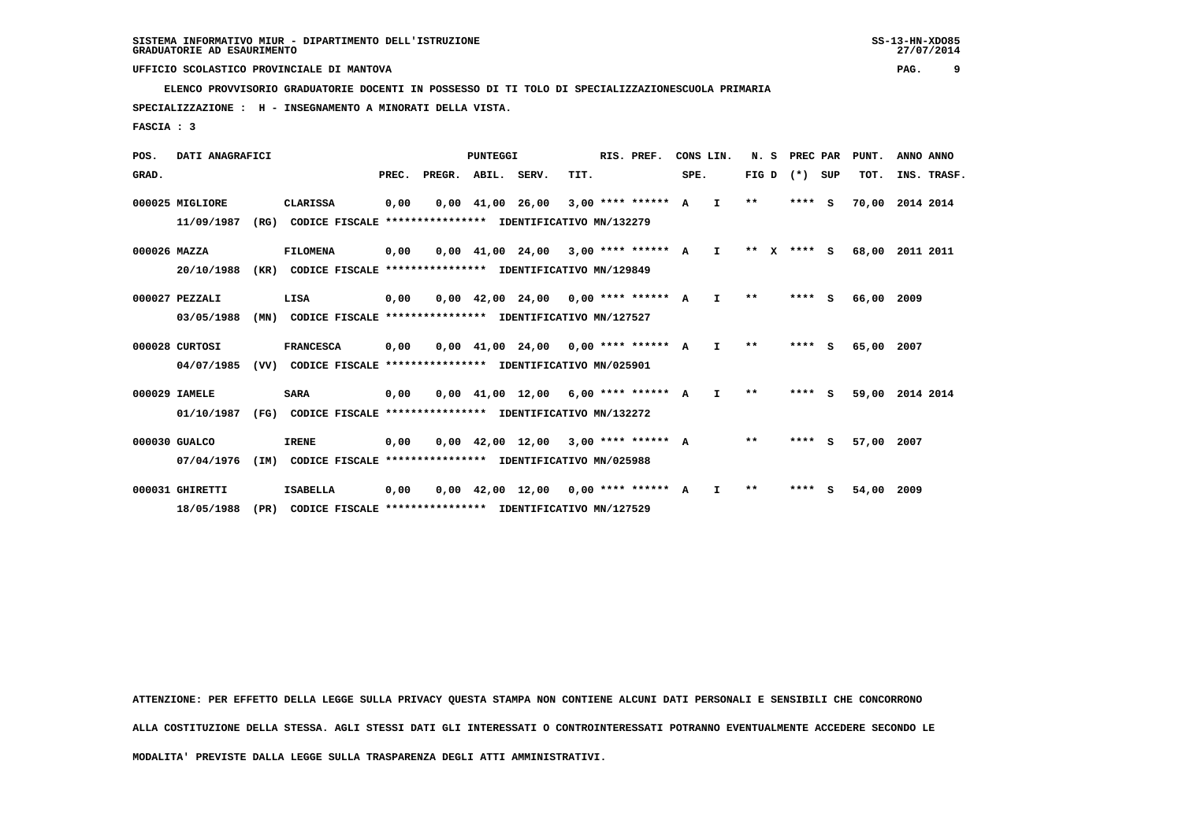SISTEMA INFORMATIVO MIUR - DIPARTIMENTO DELL'ISTRUZIONE
GRADUATORIE AD ESAURIMENTO

UFFICIO SCOLASTICO PROVINCIALE DI MANTOVA

ELENCO PROVVISORIO GRADUATORIE DOCENTI IN POSSESSO DI TI TOLO DI SPECIALIZZAZIONESCUOLA PRIMARIA

SPECIALIZZAZIONE : H - INSEGNAMENTO A MINORATI DELLA VISTA.

FASCIA : 3

| POS. GRAD. | DATI ANAGRAFICI | | PREC. | PREGR. | ABIL. | SERV. | TIT. | RIS. PREF. | CONS LIN. SPE. | | N. S FIG D | PREC PAR (*) | SUP | PUNT. TOT. | ANNO INS. | ANNO TRASF. |
|---|---|---|---|---|---|---|---|---|---|---|---|---|---|---|---|---|
| 000025 | MIGLIORE | CLARISSA | 0,00 | 0,00 | 41,00 | 26,00 | 3,00 | **** ****** | A | I | ** | **** | S | 70,00 | 2014 | 2014 |
| | 11/09/1987 (RG) CODICE FISCALE **************** IDENTIFICATIVO MN/132279 | | | | | | | | | | | | | | | |
| 000026 | MAZZA | FILOMENA | 0,00 | 0,00 | 41,00 | 24,00 | 3,00 | **** ****** | A | I | ** X | **** | S | 68,00 | 2011 | 2011 |
| | 20/10/1988 (KR) CODICE FISCALE **************** IDENTIFICATIVO MN/129849 | | | | | | | | | | | | | | | |
| 000027 | PEZZALI | LISA | 0,00 | 0,00 | 42,00 | 24,00 | 0,00 | **** ****** | A | I | ** | **** | S | 66,00 | 2009 | |
| | 03/05/1988 (MN) CODICE FISCALE **************** IDENTIFICATIVO MN/127527 | | | | | | | | | | | | | | | |
| 000028 | CURTOSI | FRANCESCA | 0,00 | 0,00 | 41,00 | 24,00 | 0,00 | **** ****** | A | I | ** | **** | S | 65,00 | 2007 | |
| | 04/07/1985 (VV) CODICE FISCALE **************** IDENTIFICATIVO MN/025901 | | | | | | | | | | | | | | | |
| 000029 | IAMELE | SARA | 0,00 | 0,00 | 41,00 | 12,00 | 6,00 | **** ****** | A | I | ** | **** | S | 59,00 | 2014 | 2014 |
| | 01/10/1987 (FG) CODICE FISCALE **************** IDENTIFICATIVO MN/132272 | | | | | | | | | | | | | | | |
| 000030 | GUALCO | IRENE | 0,00 | 0,00 | 42,00 | 12,00 | 3,00 | **** ****** | A | | ** | **** | S | 57,00 | 2007 | |
| | 07/04/1976 (IM) CODICE FISCALE **************** IDENTIFICATIVO MN/025988 | | | | | | | | | | | | | | | |
| 000031 | GHIRETTI | ISABELLA | 0,00 | 0,00 | 42,00 | 12,00 | 0,00 | **** ****** | A | I | ** | **** | S | 54,00 | 2009 | |
| | 18/05/1988 (PR) CODICE FISCALE **************** IDENTIFICATIVO MN/127529 | | | | | | | | | | | | | | | |

ATTENZIONE: PER EFFETTO DELLA LEGGE SULLA PRIVACY QUESTA STAMPA NON CONTIENE ALCUNI DATI PERSONALI E SENSIBILI CHE CONCORRONO ALLA COSTITUZIONE DELLA STESSA. AGLI STESSI DATI GLI INTERESSATI O CONTROINTERESSATI POTRANNO EVENTUALMENTE ACCEDERE SECONDO LE MODALITA' PREVISTE DALLA LEGGE SULLA TRASPARENZA DEGLI ATTI AMMINISTRATIVI.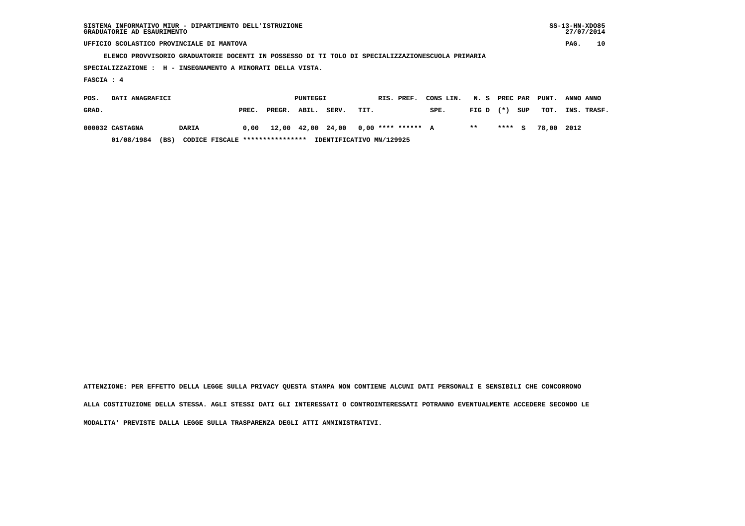SISTEMA INFORMATIVO MIUR - DIPARTIMENTO DELL'ISTRUZIONE
GRADUATORIE AD ESAURIMENTO

UFFICIO SCOLASTICO PROVINCIALE DI MANTOVA

ELENCO PROVVISORIO GRADUATORIE DOCENTI IN POSSESSO DI TI TOLO DI SPECIALIZZAZIONESCUOLA PRIMARIA

SPECIALIZZAZIONE : H - INSEGNAMENTO A MINORATI DELLA VISTA.

FASCIA : 4

| POS. GRAD. | DATI ANAGRAFICI | | PREC. | PREGR. | ABIL. | SERV. | TIT. | RIS. PREF. | CONS LIN. SPE. | N. S FIG D | PREC PAR (*) | SUP | PUNT. TOT. | ANNO INS. | ANNO TRASF. |
|---|---|---|---|---|---|---|---|---|---|---|---|---|---|---|---|
| 000032 | CASTAGNA | DARIA | 0,00 | 12,00 | 42,00 | 24,00 | 0,00 | **** ****** | A | ** | **** | S | 78,00 | 2012 | |
| | 01/08/1984 (BS) | CODICE FISCALE **************** IDENTIFICATIVO MN/129925 | | | | | | | | | | | | | |

ATTENZIONE: PER EFFETTO DELLA LEGGE SULLA PRIVACY QUESTA STAMPA NON CONTIENE ALCUNI DATI PERSONALI E SENSIBILI CHE CONCORRONO ALLA COSTITUZIONE DELLA STESSA. AGLI STESSI DATI GLI INTERESSATI O CONTROINTERESSATI POTRANNO EVENTUALMENTE ACCEDERE SECONDO LE MODALITA' PREVISTE DALLA LEGGE SULLA TRASPARENZA DEGLI ATTI AMMINISTRATIVI.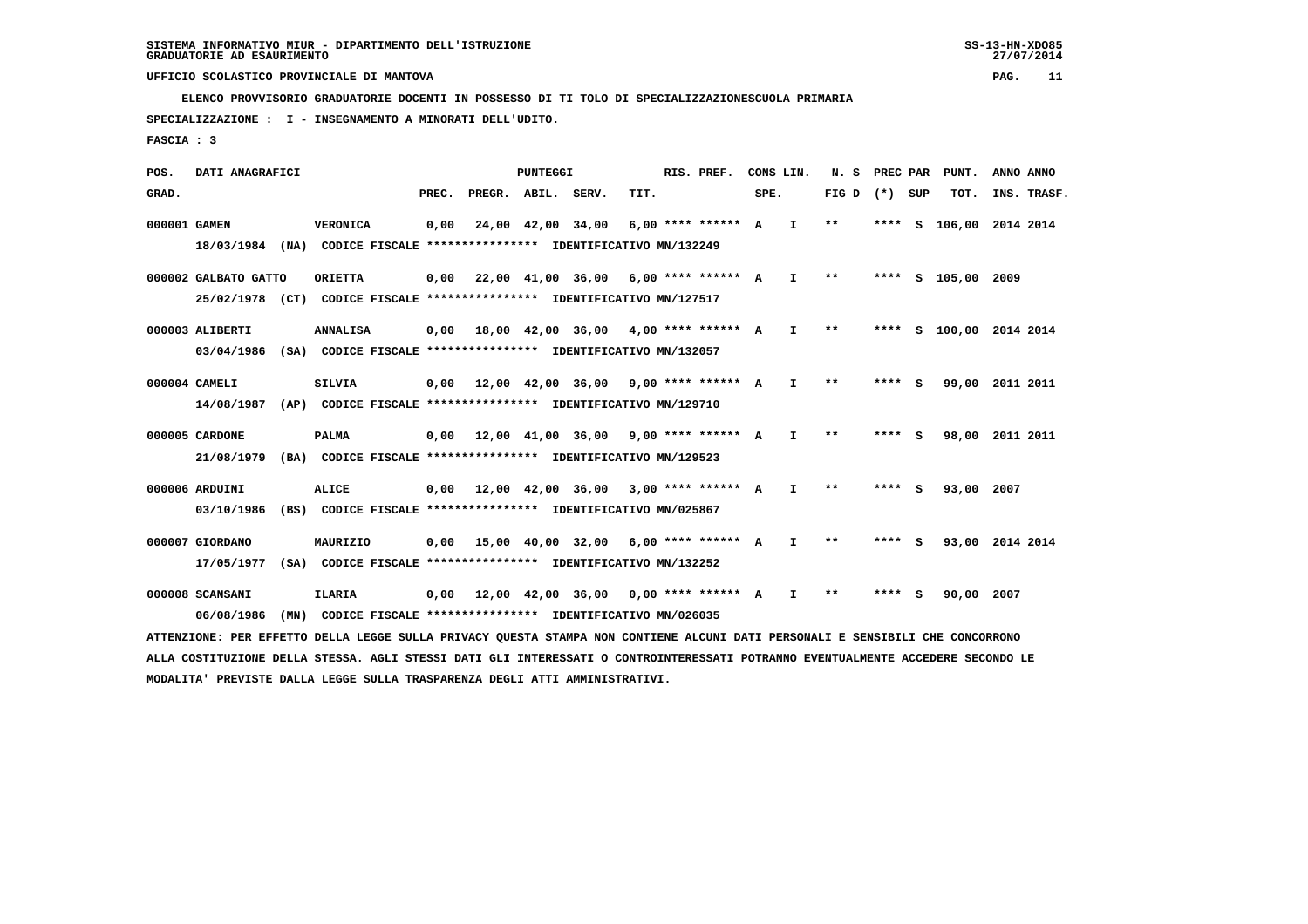SISTEMA INFORMATIVO MIUR - DIPARTIMENTO DELL'ISTRUZIONE
GRADUATORIE AD ESAURIMENTO

UFFICIO SCOLASTICO PROVINCIALE DI MANTOVA

ELENCO PROVVISORIO GRADUATORIE DOCENTI IN POSSESSO DI TITOLO DI SPECIALIZZAZIONE SCUOLA PRIMARIA

SPECIALIZZAZIONE : I - INSEGNAMENTO A MINORATI DELL'UDITO.

FASCIA : 3

| POS. GRAD. | DATI ANAGRAFICI | | PREC. | PREGR. | ABIL. | SERV. | TIT. | RIS. PREF. | CONS SPE. | LIN. | N. S FIG D | PREC (*) | PAR SUP | PUNT. TOT. | ANNO INS. | ANNO TRASF. |
|---|---|---|---|---|---|---|---|---|---|---|---|---|---|---|---|---|
| 000001 | GAMEN | VERONICA | 0,00 | 24,00 | 42,00 | 34,00 | 6,00 | **** ****** | A | I | ** | **** | S | 106,00 | 2014 | 2014 |
| | 18/03/1984 (NA) CODICE FISCALE **************** IDENTIFICATIVO MN/132249 | | | | | | | | | | | | | | | |
| 000002 | GALBATO GATTO | ORIETTA | 0,00 | 22,00 | 41,00 | 36,00 | 6,00 | **** ****** | A | I | ** | **** | S | 105,00 | 2009 | |
| | 25/02/1978 (CT) CODICE FISCALE **************** IDENTIFICATIVO MN/127517 | | | | | | | | | | | | | | | |
| 000003 | ALIBERTI | ANNALISA | 0,00 | 18,00 | 42,00 | 36,00 | 4,00 | **** ****** | A | I | ** | **** | S | 100,00 | 2014 | 2014 |
| | 03/04/1986 (SA) CODICE FISCALE **************** IDENTIFICATIVO MN/132057 | | | | | | | | | | | | | | | |
| 000004 | CAMELI | SILVIA | 0,00 | 12,00 | 42,00 | 36,00 | 9,00 | **** ****** | A | I | ** | **** | S | 99,00 | 2011 | 2011 |
| | 14/08/1987 (AP) CODICE FISCALE **************** IDENTIFICATIVO MN/129710 | | | | | | | | | | | | | | | |
| 000005 | CARDONE | PALMA | 0,00 | 12,00 | 41,00 | 36,00 | 9,00 | **** ****** | A | I | ** | **** | S | 98,00 | 2011 | 2011 |
| | 21/08/1979 (BA) CODICE FISCALE **************** IDENTIFICATIVO MN/129523 | | | | | | | | | | | | | | | |
| 000006 | ARDUINI | ALICE | 0,00 | 12,00 | 42,00 | 36,00 | 3,00 | **** ****** | A | I | ** | **** | S | 93,00 | 2007 | |
| | 03/10/1986 (BS) CODICE FISCALE **************** IDENTIFICATIVO MN/025867 | | | | | | | | | | | | | | | |
| 000007 | GIORDANO | MAURIZIO | 0,00 | 15,00 | 40,00 | 32,00 | 6,00 | **** ****** | A | I | ** | **** | S | 93,00 | 2014 | 2014 |
| | 17/05/1977 (SA) CODICE FISCALE **************** IDENTIFICATIVO MN/132252 | | | | | | | | | | | | | | | |
| 000008 | SCANSANI | ILARIA | 0,00 | 12,00 | 42,00 | 36,00 | 0,00 | **** ****** | A | I | ** | **** | S | 90,00 | 2007 | |
| | 06/08/1986 (MN) CODICE FISCALE **************** IDENTIFICATIVO MN/026035 | | | | | | | | | | | | | | | |

ATTENZIONE: PER EFFETTO DELLA LEGGE SULLA PRIVACY QUESTA STAMPA NON CONTIENE ALCUNI DATI PERSONALI E SENSIBILI CHE CONCORRONO ALLA COSTITUZIONE DELLA STESSA. AGLI STESSI DATI GLI INTERESSATI O CONTROINTERESSATI POTRANNO EVENTUALMENTE ACCEDERE SECONDO LE MODALITA' PREVISTE DALLA LEGGE SULLA TRASPARENZA DEGLI ATTI AMMINISTRATIVI.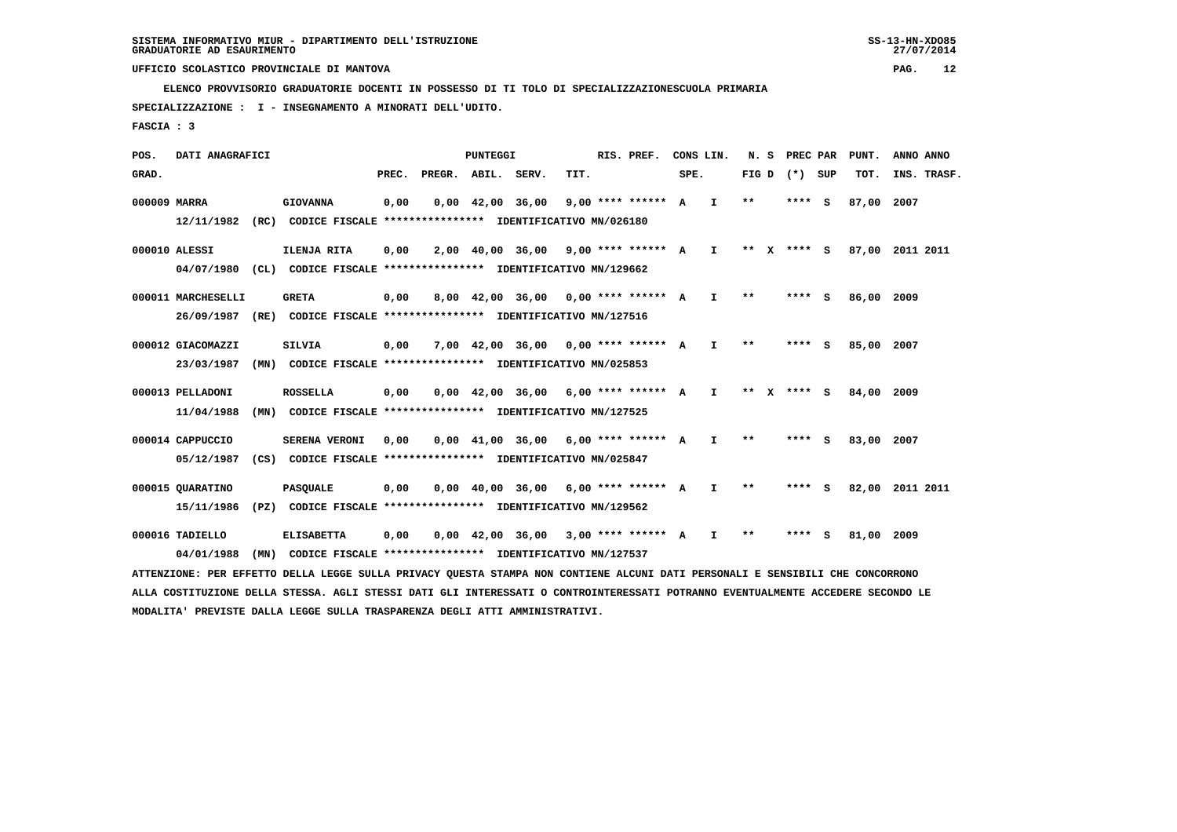SISTEMA INFORMATIVO MIUR - DIPARTIMENTO DELL'ISTRUZIONE
GRADUATORIE AD ESAURIMENTO

UFFICIO SCOLASTICO PROVINCIALE DI MANTOVA

ELENCO PROVVISORIO GRADUATORIE DOCENTI IN POSSESSO DI TI TOLO DI SPECIALIZZAZIONESCUOLA PRIMARIA

SPECIALIZZAZIONE : I - INSEGNAMENTO A MINORATI DELL'UDITO.

FASCIA : 3

| POS. GRAD. | DATI ANAGRAFICI | | PUNTEGGI PREC. | PREGR. | ABIL. | SERV. | TIT. | RIS. PREF. | CONS LIN. SPE. | | N. S FIG D | PREC PAR (*) SUP | | PUNT. TOT. | ANNO ANNO INS. TRASF. |
|---|---|---|---|---|---|---|---|---|---|---|---|---|---|---|---|
| 000009 | MARRA | GIOVANNA | 0,00 | 0,00 | 42,00 | 36,00 | 9,00 | **** ****** | A | I | ** | **** | S | 87,00 | 2007 |
| | 12/11/1982 (RC) CODICE FISCALE **************** IDENTIFICATIVO MN/026180 | | | | | | | | | | | | | | |
| 000010 | ALESSI | ILENJA RITA | 0,00 | 2,00 | 40,00 | 36,00 | 9,00 | **** ****** | A | I | ** X | **** | S | 87,00 | 2011 2011 |
| | 04/07/1980 (CL) CODICE FISCALE **************** IDENTIFICATIVO MN/129662 | | | | | | | | | | | | | | |
| 000011 | MARCHESELLI | GRETA | 0,00 | 8,00 | 42,00 | 36,00 | 0,00 | **** ****** | A | I | ** | **** | S | 86,00 | 2009 |
| | 26/09/1987 (RE) CODICE FISCALE **************** IDENTIFICATIVO MN/127516 | | | | | | | | | | | | | | |
| 000012 | GIACOMAZZI | SILVIA | 0,00 | 7,00 | 42,00 | 36,00 | 0,00 | **** ****** | A | I | ** | **** | S | 85,00 | 2007 |
| | 23/03/1987 (MN) CODICE FISCALE **************** IDENTIFICATIVO MN/025853 | | | | | | | | | | | | | | |
| 000013 | PELLADONI | ROSSELLA | 0,00 | 0,00 | 42,00 | 36,00 | 6,00 | **** ****** | A | I | ** X | **** | S | 84,00 | 2009 |
| | 11/04/1988 (MN) CODICE FISCALE **************** IDENTIFICATIVO MN/127525 | | | | | | | | | | | | | | |
| 000014 | CAPPUCCIO | SERENA VERONI | 0,00 | 0,00 | 41,00 | 36,00 | 6,00 | **** ****** | A | I | ** | **** | S | 83,00 | 2007 |
| | 05/12/1987 (CS) CODICE FISCALE **************** IDENTIFICATIVO MN/025847 | | | | | | | | | | | | | | |
| 000015 | QUARATINO | PASQUALE | 0,00 | 0,00 | 40,00 | 36,00 | 6,00 | **** ****** | A | I | ** | **** | S | 82,00 | 2011 2011 |
| | 15/11/1986 (PZ) CODICE FISCALE **************** IDENTIFICATIVO MN/129562 | | | | | | | | | | | | | | |
| 000016 | TADIELLO | ELISABETTA | 0,00 | 0,00 | 42,00 | 36,00 | 3,00 | **** ****** | A | I | ** | **** | S | 81,00 | 2009 |
| | 04/01/1988 (MN) CODICE FISCALE **************** IDENTIFICATIVO MN/127537 | | | | | | | | | | | | | | |

ATTENZIONE: PER EFFETTO DELLA LEGGE SULLA PRIVACY QUESTA STAMPA NON CONTIENE ALCUNI DATI PERSONALI E SENSIBILI CHE CONCORRONO ALLA COSTITUZIONE DELLA STESSA. AGLI STESSI DATI GLI INTERESSATI O CONTROINTERESSATI POTRANNO EVENTUALMENTE ACCEDERE SECONDO LE MODALITA' PREVISTE DALLA LEGGE SULLA TRASPARENZA DEGLI ATTI AMMINISTRATIVI.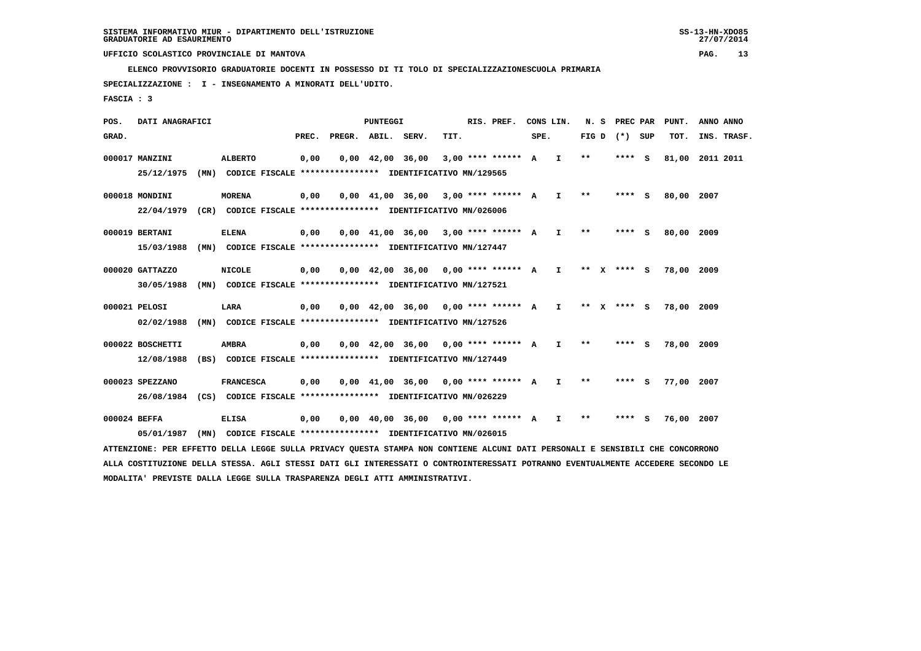SISTEMA INFORMATIVO MIUR - DIPARTIMENTO DELL'ISTRUZIONE
GRADUATORIE AD ESAURIMENTO

UFFICIO SCOLASTICO PROVINCIALE DI MANTOVA

ELENCO PROVVISORIO GRADUATORIE DOCENTI IN POSSESSO DI TI TOLO DI SPECIALIZZAZIONESCUOLA PRIMARIA

SPECIALIZZAZIONE : I - INSEGNAMENTO A MINORATI DELL'UDITO.

FASCIA : 3

| POS. GRAD. | DATI ANAGRAFICI | | PREC. | PREGR. | ABIL. | SERV. | TIT. | RIS. PREF. | CONS SPE. | LIN. | N. S FIG D | PREC (*) | PAR SUP | PUNT. TOT. | ANNO INS. | ANNO TRASF. |
|---|---|---|---|---|---|---|---|---|---|---|---|---|---|---|---|---|
| 000017 | MANZINI | ALBERTO | 0,00 | 0,00 | 42,00 | 36,00 | 3,00 | **** ****** | A | I | ** | **** | S | 81,00 | 2011 | 2011 |
| | 25/12/1975 (MN) CODICE FISCALE **************** IDENTIFICATIVO MN/129565 | | | | | | | | | | | | | | | |
| 000018 | MONDINI | MORENA | 0,00 | 0,00 | 41,00 | 36,00 | 3,00 | **** ****** | A | I | ** | **** | S | 80,00 | 2007 | |
| | 22/04/1979 (CR) CODICE FISCALE **************** IDENTIFICATIVO MN/026006 | | | | | | | | | | | | | | | |
| 000019 | BERTANI | ELENA | 0,00 | 0,00 | 41,00 | 36,00 | 3,00 | **** ****** | A | I | ** | **** | S | 80,00 | 2009 | |
| | 15/03/1988 (MN) CODICE FISCALE **************** IDENTIFICATIVO MN/127447 | | | | | | | | | | | | | | | |
| 000020 | GATTAZZO | NICOLE | 0,00 | 0,00 | 42,00 | 36,00 | 0,00 | **** ****** | A | I | ** X | **** | S | 78,00 | 2009 | |
| | 30/05/1988 (MN) CODICE FISCALE **************** IDENTIFICATIVO MN/127521 | | | | | | | | | | | | | | | |
| 000021 | PELOSI | LARA | 0,00 | 0,00 | 42,00 | 36,00 | 0,00 | **** ****** | A | I | ** X | **** | S | 78,00 | 2009 | |
| | 02/02/1988 (MN) CODICE FISCALE **************** IDENTIFICATIVO MN/127526 | | | | | | | | | | | | | | | |
| 000022 | BOSCHETTI | AMBRA | 0,00 | 0,00 | 42,00 | 36,00 | 0,00 | **** ****** | A | I | ** | **** | S | 78,00 | 2009 | |
| | 12/08/1988 (BS) CODICE FISCALE **************** IDENTIFICATIVO MN/127449 | | | | | | | | | | | | | | | |
| 000023 | SPEZZANO | FRANCESCA | 0,00 | 0,00 | 41,00 | 36,00 | 0,00 | **** ****** | A | I | ** | **** | S | 77,00 | 2007 | |
| | 26/08/1984 (CS) CODICE FISCALE **************** IDENTIFICATIVO MN/026229 | | | | | | | | | | | | | | | |
| 000024 | BEFFA | ELISA | 0,00 | 0,00 | 40,00 | 36,00 | 0,00 | **** ****** | A | I | ** | **** | S | 76,00 | 2007 | |
| | 05/01/1987 (MN) CODICE FISCALE **************** IDENTIFICATIVO MN/026015 | | | | | | | | | | | | | | | |

ATTENZIONE: PER EFFETTO DELLA LEGGE SULLA PRIVACY QUESTA STAMPA NON CONTIENE ALCUNI DATI PERSONALI E SENSIBILI CHE CONCORRONO ALLA COSTITUZIONE DELLA STESSA. AGLI STESSI DATI GLI INTERESSATI O CONTROINTERESSATI POTRANNO EVENTUALMENTE ACCEDERE SECONDO LE MODALITA' PREVISTE DALLA LEGGE SULLA TRASPARENZA DEGLI ATTI AMMINISTRATIVI.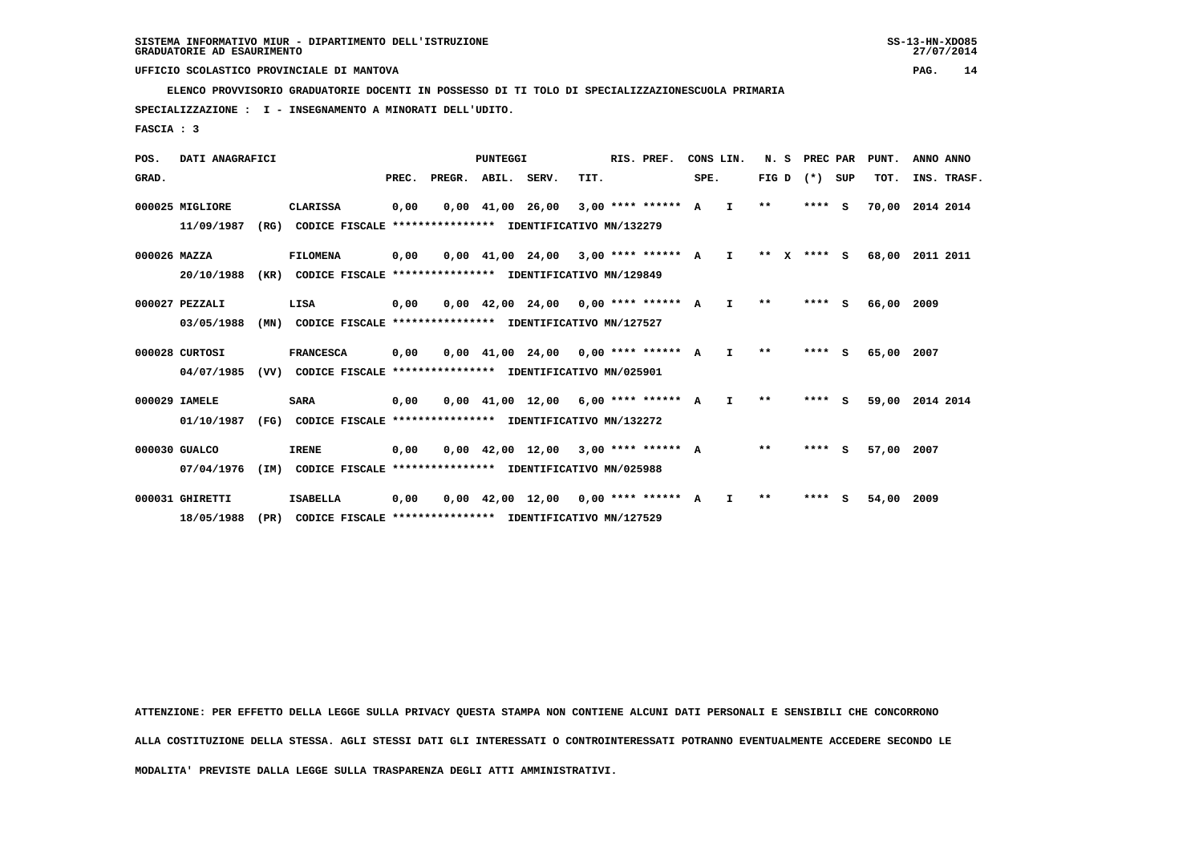SISTEMA INFORMATIVO MIUR - DIPARTIMENTO DELL'ISTRUZIONE
GRADUATORIE AD ESAURIMENTO

UFFICIO SCOLASTICO PROVINCIALE DI MANTOVA

ELENCO PROVVISORIO GRADUATORIE DOCENTI IN POSSESSO DI TI TOLO DI SPECIALIZZAZIONESCUOLA PRIMARIA

SPECIALIZZAZIONE : I - INSEGNAMENTO A MINORATI DELL'UDITO.

FASCIA : 3

| POS. GRAD. | DATI ANAGRAFICI | | PREC. | PREGR. | ABIL. | SERV. | TIT. | RIS. PREF. | CONS SPE. | LIN. | N. S FIG D | (*) | PREC PAR SUP | PUNT. TOT. | ANNO INS. | ANNO TRASF. |
|---|---|---|---|---|---|---|---|---|---|---|---|---|---|---|---|---|
| 000025 | MIGLIORE | CLARISSA | 0,00 | 0,00 | 41,00 | 26,00 | 3,00 | **** ****** | A | I | ** | | **** S | 70,00 | 2014 | 2014 |
| | 11/09/1987 (RG) CODICE FISCALE **************** IDENTIFICATIVO MN/132279 | | | | | | | | | | | | | | | |
| 000026 | MAZZA | FILOMENA | 0,00 | 0,00 | 41,00 | 24,00 | 3,00 | **** ****** | A | I | ** | X | **** S | 68,00 | 2011 | 2011 |
| | 20/10/1988 (KR) CODICE FISCALE **************** IDENTIFICATIVO MN/129849 | | | | | | | | | | | | | | | |
| 000027 | PEZZALI | LISA | 0,00 | 0,00 | 42,00 | 24,00 | 0,00 | **** ****** | A | I | ** | | **** S | 66,00 | 2009 | |
| | 03/05/1988 (MN) CODICE FISCALE **************** IDENTIFICATIVO MN/127527 | | | | | | | | | | | | | | | |
| 000028 | CURTOSI | FRANCESCA | 0,00 | 0,00 | 41,00 | 24,00 | 0,00 | **** ****** | A | I | ** | | **** S | 65,00 | 2007 | |
| | 04/07/1985 (VV) CODICE FISCALE **************** IDENTIFICATIVO MN/025901 | | | | | | | | | | | | | | | |
| 000029 | IAMELE | SARA | 0,00 | 0,00 | 41,00 | 12,00 | 6,00 | **** ****** | A | I | ** | | **** S | 59,00 | 2014 | 2014 |
| | 01/10/1987 (FG) CODICE FISCALE **************** IDENTIFICATIVO MN/132272 | | | | | | | | | | | | | | | |
| 000030 | GUALCO | IRENE | 0,00 | 0,00 | 42,00 | 12,00 | 3,00 | **** ****** | A | | ** | | **** S | 57,00 | 2007 | |
| | 07/04/1976 (IM) CODICE FISCALE **************** IDENTIFICATIVO MN/025988 | | | | | | | | | | | | | | | |
| 000031 | GHIRETTI | ISABELLA | 0,00 | 0,00 | 42,00 | 12,00 | 0,00 | **** ****** | A | I | ** | | **** S | 54,00 | 2009 | |
| | 18/05/1988 (PR) CODICE FISCALE **************** IDENTIFICATIVO MN/127529 | | | | | | | | | | | | | | | |

ATTENZIONE: PER EFFETTO DELLA LEGGE SULLA PRIVACY QUESTA STAMPA NON CONTIENE ALCUNI DATI PERSONALI E SENSIBILI CHE CONCORRONO ALLA COSTITUZIONE DELLA STESSA. AGLI STESSI DATI GLI INTERESSATI O CONTROINTERESSATI POTRANNO EVENTUALMENTE ACCEDERE SECONDO LE MODALITA' PREVISTE DALLA LEGGE SULLA TRASPARENZA DEGLI ATTI AMMINISTRATIVI.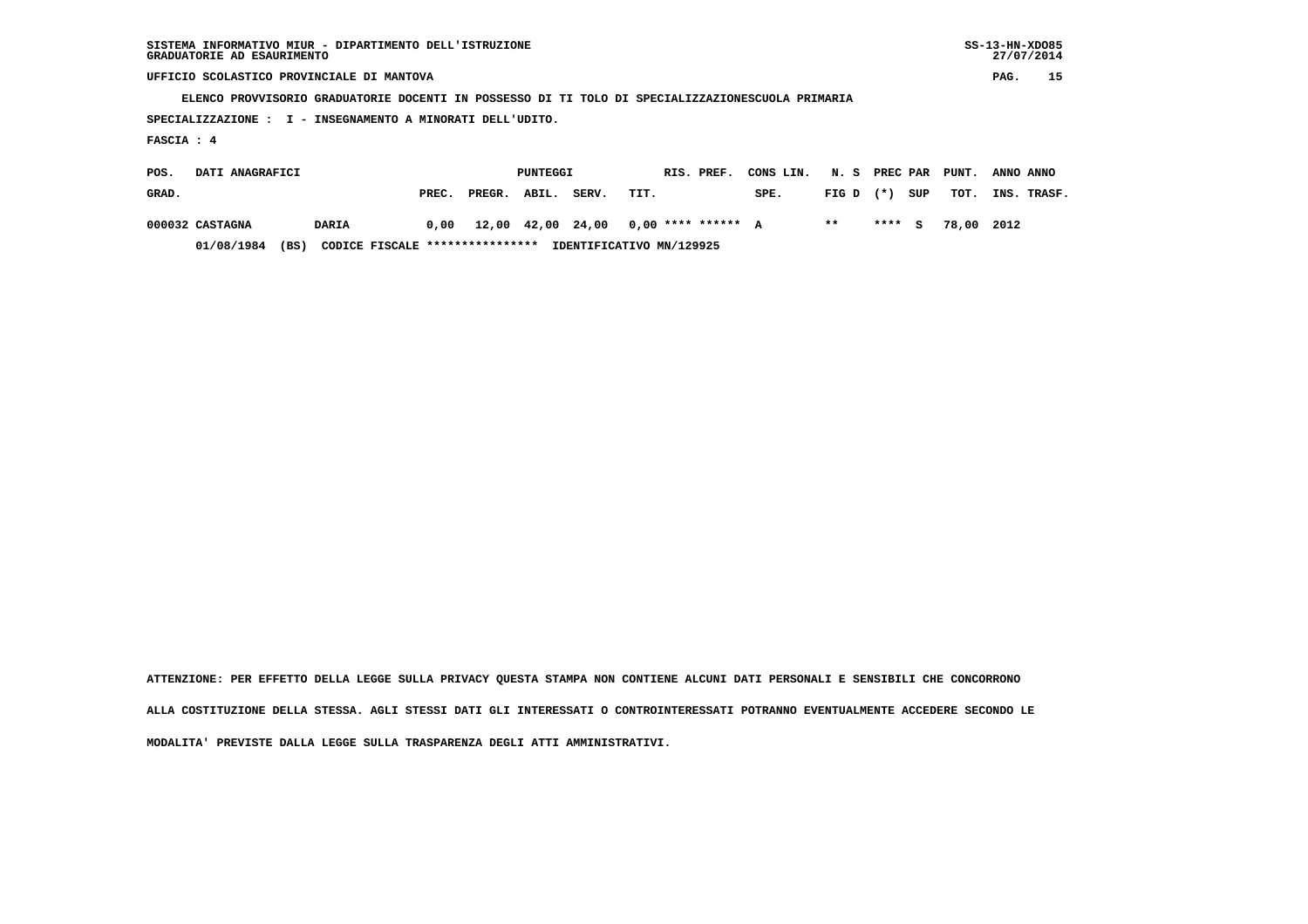SISTEMA INFORMATIVO MIUR - DIPARTIMENTO DELL'ISTRUZIONE
GRADUATORIE AD ESAURIMENTO

UFFICIO SCOLASTICO PROVINCIALE DI MANTOVA

ELENCO PROVVISORIO GRADUATORIE DOCENTI IN POSSESSO DI TI TOLO DI SPECIALIZZAZIONESCUOLA PRIMARIA

SPECIALIZZAZIONE : I - INSEGNAMENTO A MINORATI DELL'UDITO.

FASCIA : 4

| POS. GRAD. | DATI ANAGRAFICI | | PREC. | PREGR. | PUNTEGGI ABIL. | SERV. | TIT. | RIS. PREF. | CONS LIN. SPE. | N. S FIG D | PREC PAR (*) | SUP | PUNT. TOT. | ANNO INS. | ANNO TRASF. |
|---|---|---|---|---|---|---|---|---|---|---|---|---|---|---|---|
| 000032 | CASTAGNA | DARIA | 0,00 | 12,00 | 42,00 | 24,00 | 0,00 | **** ****** | A | ** | **** | S | 78,00 | 2012 | |
| | 01/08/1984 (BS) | CODICE FISCALE **************** IDENTIFICATIVO MN/129925 | | | | | | | | | | | | | |

ATTENZIONE: PER EFFETTO DELLA LEGGE SULLA PRIVACY QUESTA STAMPA NON CONTIENE ALCUNI DATI PERSONALI E SENSIBILI CHE CONCORRONO ALLA COSTITUZIONE DELLA STESSA. AGLI STESSI DATI GLI INTERESSATI O CONTROINTERESSATI POTRANNO EVENTUALMENTE ACCEDERE SECONDO LE MODALITA' PREVISTE DALLA LEGGE SULLA TRASPARENZA DEGLI ATTI AMMINISTRATIVI.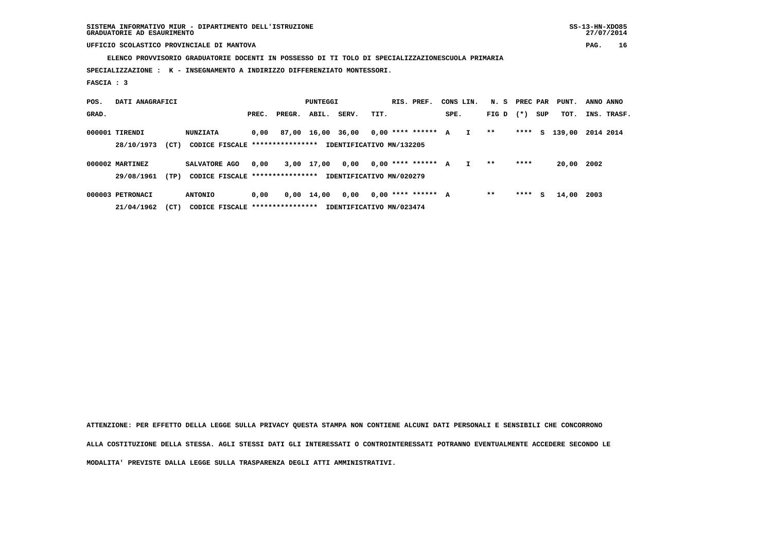SISTEMA INFORMATIVO MIUR - DIPARTIMENTO DELL'ISTRUZIONE
GRADUATORIE AD ESAURIMENTO

UFFICIO SCOLASTICO PROVINCIALE DI MANTOVA

ELENCO PROVVISORIO GRADUATORIE DOCENTI IN POSSESSO DI TI TOLO DI SPECIALIZZAZIONESCUOLA PRIMARIA

SPECIALIZZAZIONE : K - INSEGNAMENTO A INDIRIZZO DIFFERENZIATO MONTESSORI.

FASCIA : 3

| POS. GRAD. | DATI ANAGRAFICI | | PREC. | PREGR. | ABIL. | SERV. | TIT. | RIS. PREF. | CONS SPE. | LIN. | N. S FIG D | PREC (*) | PAR SUP | PUNT. TOT. | ANNO INS. | ANNO TRASF. |
|---|---|---|---|---|---|---|---|---|---|---|---|---|---|---|---|---|
| 000001 | TIRENDI | NUNZIATA | 0,00 | 87,00 | 16,00 | 36,00 | 0,00 | **** ****** | A | I | ** | **** | S | 139,00 | 2014 | 2014 |
| | 28/10/1973 (CT) | CODICE FISCALE **************** | IDENTIFICATIVO MN/132205 | | | | | | | | | | | | | |
| 000002 | MARTINEZ | SALVATORE AGO | 0,00 | 3,00 | 17,00 | 0,00 | 0,00 | **** ****** | A | I | ** | **** | | 20,00 | 2002 | |
| | 29/08/1961 (TP) | CODICE FISCALE **************** | IDENTIFICATIVO MN/020279 | | | | | | | | | | | | | |
| 000003 | PETRONACI | ANTONIO | 0,00 | 0,00 | 14,00 | 0,00 | 0,00 | **** ****** | A | | ** | **** | S | 14,00 | 2003 | |
| | 21/04/1962 (CT) | CODICE FISCALE **************** | IDENTIFICATIVO MN/023474 | | | | | | | | | | | | | |

ATTENZIONE: PER EFFETTO DELLA LEGGE SULLA PRIVACY QUESTA STAMPA NON CONTIENE ALCUNI DATI PERSONALI E SENSIBILI CHE CONCORRONO ALLA COSTITUZIONE DELLA STESSA. AGLI STESSI DATI GLI INTERESSATI O CONTROINTERESSATI POTRANNO EVENTUALMENTE ACCEDERE SECONDO LE MODALITA' PREVISTE DALLA LEGGE SULLA TRASPARENZA DEGLI ATTI AMMINISTRATIVI.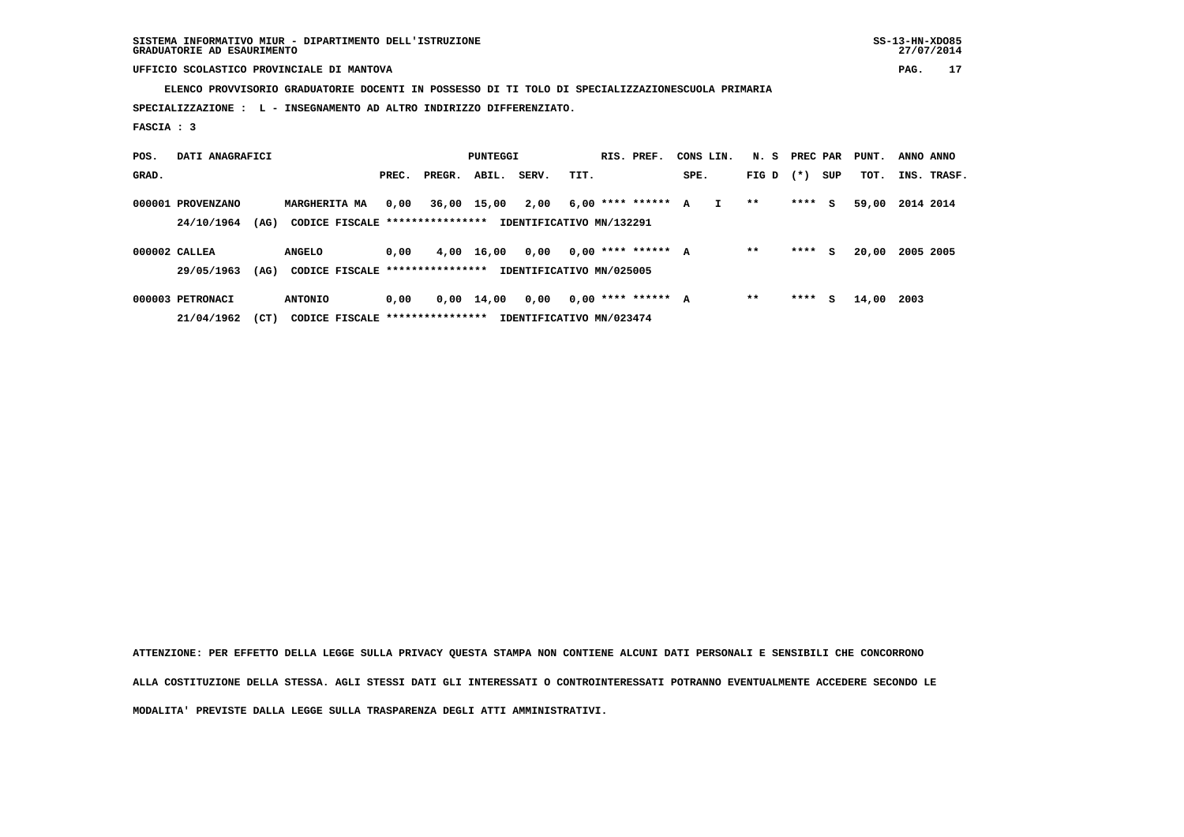SISTEMA INFORMATIVO MIUR - DIPARTIMENTO DELL'ISTRUZIONE
GRADUATORIE AD ESAURIMENTO

UFFICIO SCOLASTICO PROVINCIALE DI MANTOVA

ELENCO PROVVISORIO GRADUATORIE DOCENTI IN POSSESSO DI TI TOLO DI SPECIALIZZAZIONESCUOLA PRIMARIA

SPECIALIZZAZIONE : L - INSEGNAMENTO AD ALTRO INDIRIZZO DIFFERENZIATO.

FASCIA : 3

| POS. GRAD. | DATI ANAGRAFICI | | PREC. | PREGR. | ABIL. | SERV. | TIT. | RIS. PREF. | CONS SPE. | LIN. | N. S FIG D | PREC PAR (*) | SUP | PUNT. TOT. | ANNO INS. | ANNO TRASF. |
|---|---|---|---|---|---|---|---|---|---|---|---|---|---|---|---|---|
| 000001 | PROVENZANO | MARGHERITA MA | 0,00 | 36,00 | 15,00 | 2,00 | 6,00 | **** ****** | A | I | ** | **** | S | 59,00 | 2014 | 2014 |
| | 24/10/1964 (AG) | CODICE FISCALE **************** | IDENTIFICATIVO MN/132291 | | | | | | | | | | | | | |
| 000002 | CALLEA | ANGELO | 0,00 | 4,00 | 16,00 | 0,00 | 0,00 | **** ****** | A | | ** | **** | S | 20,00 | 2005 | 2005 |
| | 29/05/1963 (AG) | CODICE FISCALE **************** | IDENTIFICATIVO MN/025005 | | | | | | | | | | | | | |
| 000003 | PETRONACI | ANTONIO | 0,00 | 0,00 | 14,00 | 0,00 | 0,00 | **** ****** | A | | ** | **** | S | 14,00 | 2003 | |
| | 21/04/1962 (CT) | CODICE FISCALE **************** | IDENTIFICATIVO MN/023474 | | | | | | | | | | | | | |

ATTENZIONE: PER EFFETTO DELLA LEGGE SULLA PRIVACY QUESTA STAMPA NON CONTIENE ALCUNI DATI PERSONALI E SENSIBILI CHE CONCORRONO ALLA COSTITUZIONE DELLA STESSA. AGLI STESSI DATI GLI INTERESSATI O CONTROINTERESSATI POTRANNO EVENTUALMENTE ACCEDERE SECONDO LE MODALITA' PREVISTE DALLA LEGGE SULLA TRASPARENZA DEGLI ATTI AMMINISTRATIVI.